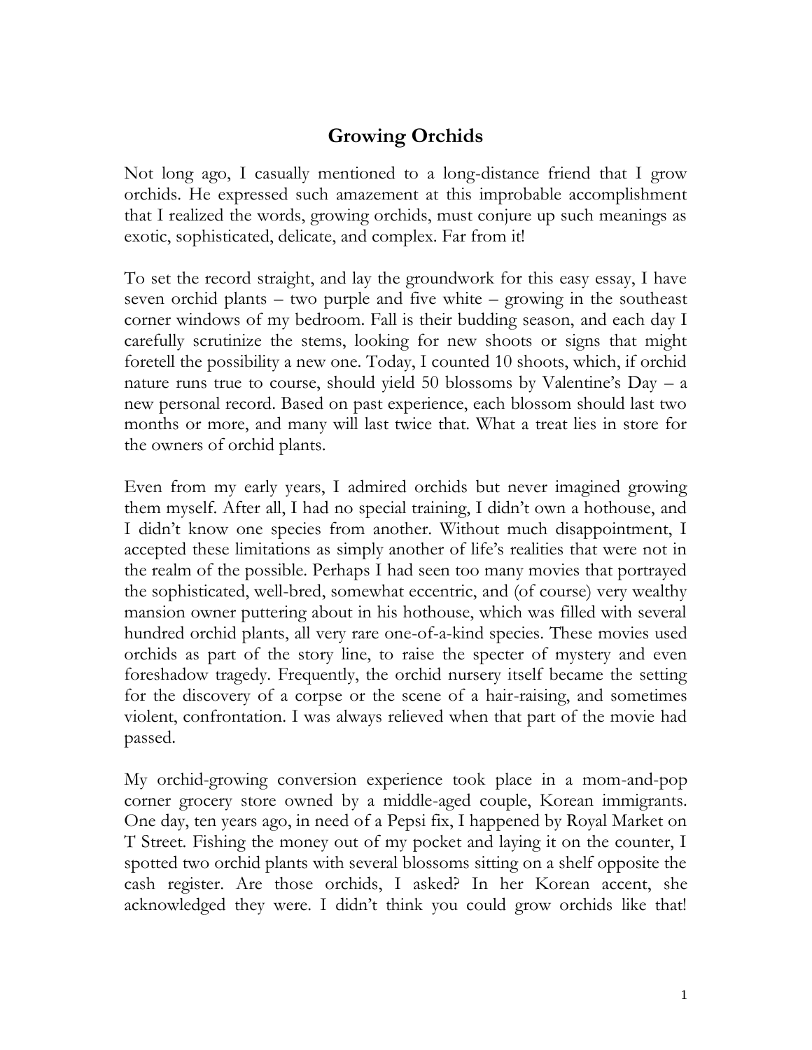# Growing Orchids

Not long ago, I casually mentioned to a long-distance friend that I grow orchids. He expressed such amazement at this improbable accomplishment that I realized the words, growing orchids, must conjure up such meanings as exotic, sophisticated, delicate, and complex. Far from it!

To set the record straight, and lay the groundwork for this easy essay, I have seven orchid plants – two purple and five white – growing in the southeast corner windows of my bedroom. Fall is their budding season, and each day I carefully scrutinize the stems, looking for new shoots or signs that might foretell the possibility a new one. Today, I counted 10 shoots, which, if orchid nature runs true to course, should yield 50 blossoms by Valentine's Day – a new personal record. Based on past experience, each blossom should last two months or more, and many will last twice that. What a treat lies in store for the owners of orchid plants.

Even from my early years, I admired orchids but never imagined growing them myself. After all, I had no special training, I didn't own a hothouse, and I didn't know one species from another. Without much disappointment, I accepted these limitations as simply another of life's realities that were not in the realm of the possible. Perhaps I had seen too many movies that portrayed the sophisticated, well-bred, somewhat eccentric, and (of course) very wealthy mansion owner puttering about in his hothouse, which was filled with several hundred orchid plants, all very rare one-of-a-kind species. These movies used orchids as part of the story line, to raise the specter of mystery and even foreshadow tragedy. Frequently, the orchid nursery itself became the setting for the discovery of a corpse or the scene of a hair-raising, and sometimes violent, confrontation. I was always relieved when that part of the movie had passed.

My orchid-growing conversion experience took place in a mom-and-pop corner grocery store owned by a middle-aged couple, Korean immigrants. One day, ten years ago, in need of a Pepsi fix, I happened by Royal Market on T Street. Fishing the money out of my pocket and laying it on the counter, I spotted two orchid plants with several blossoms sitting on a shelf opposite the cash register. Are those orchids, I asked? In her Korean accent, she acknowledged they were. I didn't think you could grow orchids like that!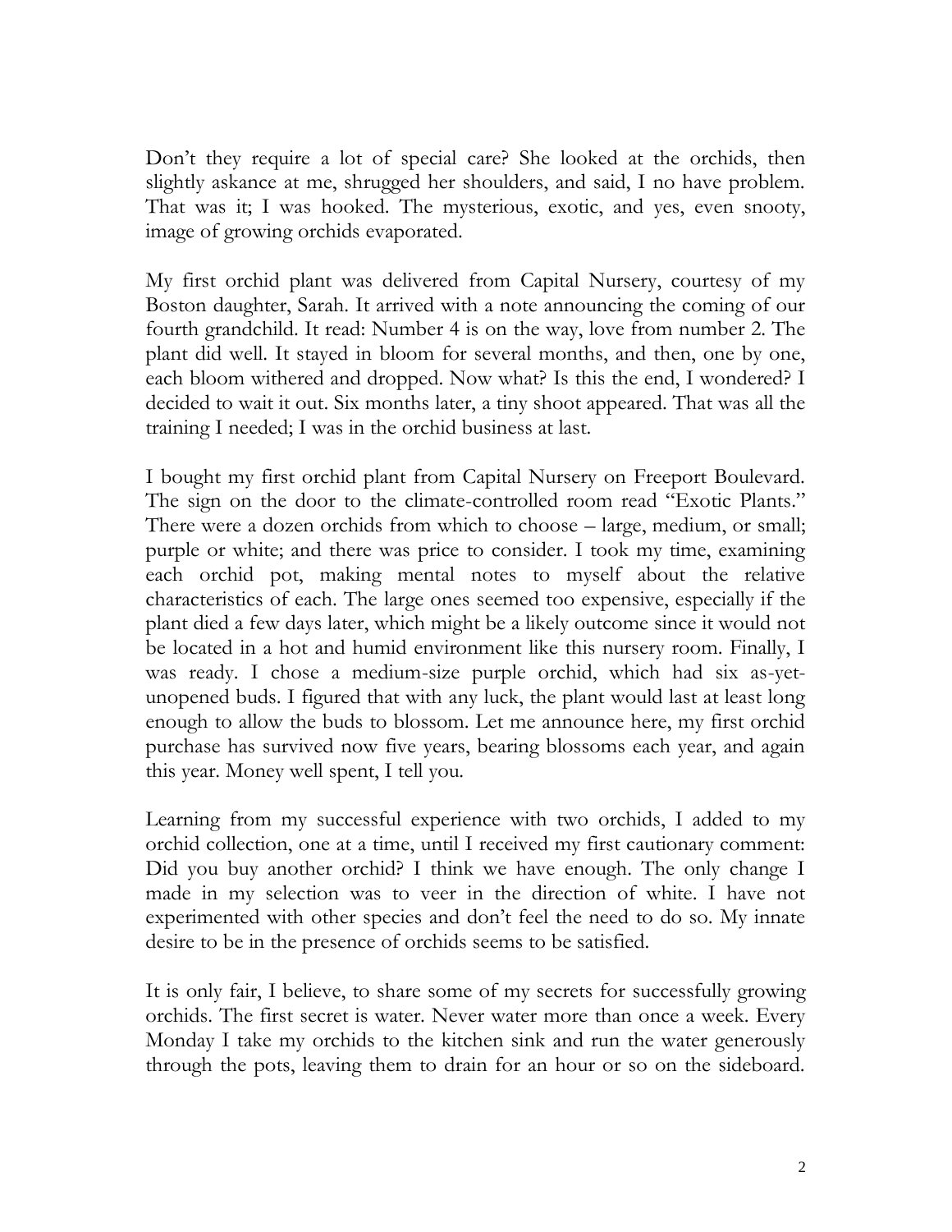Don't they require a lot of special care? She looked at the orchids, then slightly askance at me, shrugged her shoulders, and said, I no have problem. That was it; I was hooked. The mysterious, exotic, and yes, even snooty, image of growing orchids evaporated.

My first orchid plant was delivered from Capital Nursery, courtesy of my Boston daughter, Sarah. It arrived with a note announcing the coming of our fourth grandchild. It read: Number 4 is on the way, love from number 2. The plant did well. It stayed in bloom for several months, and then, one by one, each bloom withered and dropped. Now what? Is this the end, I wondered? I decided to wait it out. Six months later, a tiny shoot appeared. That was all the training I needed; I was in the orchid business at last.

I bought my first orchid plant from Capital Nursery on Freeport Boulevard. The sign on the door to the climate-controlled room read "Exotic Plants." There were a dozen orchids from which to choose – large, medium, or small; purple or white; and there was price to consider. I took my time, examining each orchid pot, making mental notes to myself about the relative characteristics of each. The large ones seemed too expensive, especially if the plant died a few days later, which might be a likely outcome since it would not be located in a hot and humid environment like this nursery room. Finally, I was ready. I chose a medium-size purple orchid, which had six as-yet-unopened buds. I figured that with any luck, the plant would last at least long enough to allow the buds to blossom. Let me announce here, my first orchid purchase has survived now five years, bearing blossoms each year, and again this year. Money well spent, I tell you.

Learning from my successful experience with two orchids, I added to my orchid collection, one at a time, until I received my first cautionary comment: Did you buy another orchid? I think we have enough. The only change I made in my selection was to veer in the direction of white. I have not experimented with other species and don't feel the need to do so. My innate desire to be in the presence of orchids seems to be satisfied.

It is only fair, I believe, to share some of my secrets for successfully growing orchids. The first secret is water. Never water more than once a week. Every Monday I take my orchids to the kitchen sink and run the water generously through the pots, leaving them to drain for an hour or so on the sideboard.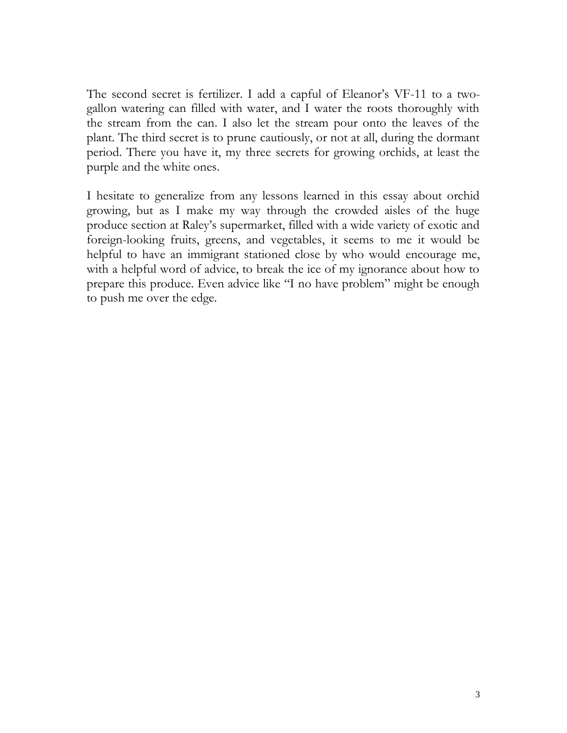The second secret is fertilizer. I add a capful of Eleanor's VF-11 to a two-gallon watering can filled with water, and I water the roots thoroughly with the stream from the can. I also let the stream pour onto the leaves of the plant. The third secret is to prune cautiously, or not at all, during the dormant period. There you have it, my three secrets for growing orchids, at least the purple and the white ones.

I hesitate to generalize from any lessons learned in this essay about orchid growing, but as I make my way through the crowded aisles of the huge produce section at Raley's supermarket, filled with a wide variety of exotic and foreign-looking fruits, greens, and vegetables, it seems to me it would be helpful to have an immigrant stationed close by who would encourage me, with a helpful word of advice, to break the ice of my ignorance about how to prepare this produce. Even advice like "I no have problem" might be enough to push me over the edge.